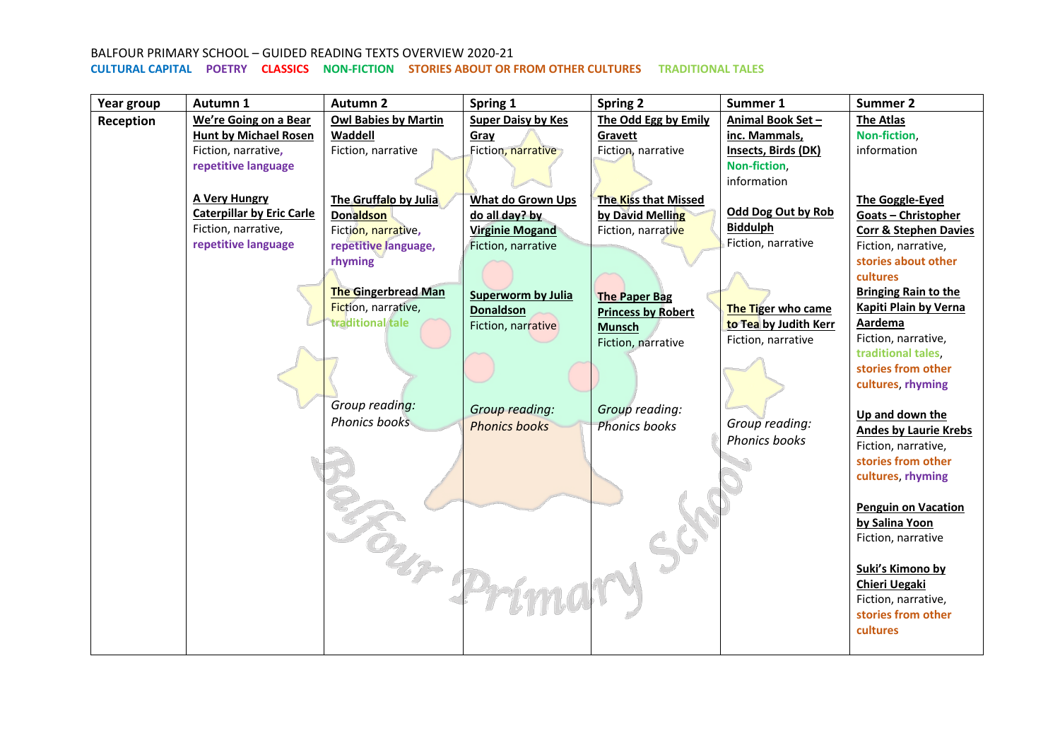BALFOUR PRIMARY SCHOOL – GUIDED READING TEXTS OVERVIEW 2020-21

CULTURAL CAPITAL POETRY CLASSICS NON-FICTION STORIES ABOUT OR FROM OTHER CULTURES TRADITIONAL TALES

| Year group | Autumn 1 | Autumn 2 | Spring 1 | Spring 2 | Summer 1 | Summer 2 |
|---|---|---|---|---|---|---|
| **Reception** | **We're Going on a Bear Hunt by Michael Rosen**<br>Fiction, narrative, **repetitive language**<br><br>**A Very Hungry Caterpillar by Eric Carle**<br>Fiction, narrative, **repetitive language** | **Owl Babies by Martin Waddell**<br>Fiction, narrative<br><br>**The Gruffalo by Julia Donaldson**<br>Fiction, narrative, **repetitive language, rhyming**<br><br>**The Gingerbread Man**<br>Fiction, narrative, **traditional tale**<br><br>*Group reading: Phonics books* | **Super Daisy by Kes Gray**<br>Fiction, narrative<br><br>**What do Grown Ups do all day? by Virginie Mogand**<br>Fiction, narrative<br><br>**Superworm by Julia Donaldson**<br>Fiction, narrative<br><br>*Group reading: Phonics books* | **The Odd Egg by Emily Gravett**<br>Fiction, narrative<br><br>**The Kiss that Missed by David Melling**<br>Fiction, narrative<br><br>**The Paper Bag Princess by Robert Munsch**<br>Fiction, narrative<br><br>*Group reading: Phonics books* | **Animal Book Set – inc. Mammals, Insects, Birds (DK)**<br>**Non-fiction**, information<br><br>**Odd Dog Out by Rob Biddulph**<br>Fiction, narrative<br><br>**The Tiger who came to Tea by Judith Kerr**<br>Fiction, narrative<br><br>*Group reading: Phonics books* | **The Atlas**<br>**Non-fiction**, information<br><br>**The Goggle-Eyed Goats – Christopher Corr & Stephen Davies**<br>Fiction, narrative, **stories about other cultures**<br>**Bringing Rain to the Kapiti Plain by Verna Aardema**<br>Fiction, narrative, **traditional tales**, **stories from other cultures**, **rhyming**<br><br>**Up and down the Andes by Laurie Krebs**<br>Fiction, narrative, **stories from other cultures**, **rhyming**<br><br>**Penguin on Vacation by Salina Yoon**<br>Fiction, narrative<br><br>**Suki's Kimono by Chieri Uegaki**<br>Fiction, narrative, **stories from other cultures** |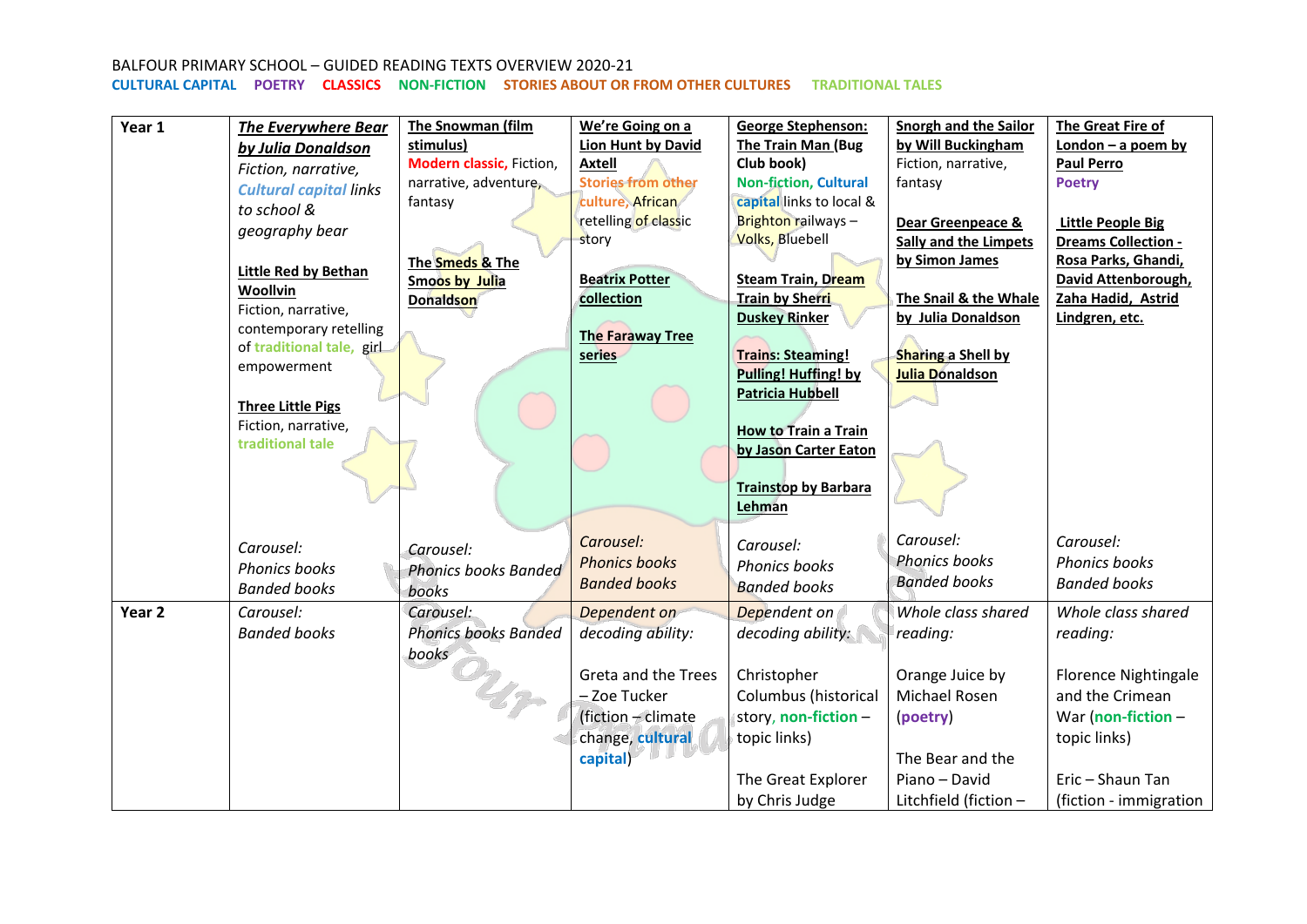BALFOUR PRIMARY SCHOOL – GUIDED READING TEXTS OVERVIEW 2020-21

CULTURAL CAPITAL POETRY CLASSICS NON-FICTION STORIES ABOUT OR FROM OTHER CULTURES TRADITIONAL TALES

| | | | | | | |
|---|---|---|---|---|---|---|
| **Year 1** | ***The Everywhere Bear by Julia Donaldson*** *Fiction, narrative, Cultural capital links to school & geography bear*<br><br>**Little Red by Bethan Woollvin** Fiction, narrative, contemporary retelling of traditional tale, girl empowerment<br><br>**Three Little Pigs** Fiction, narrative, traditional tale<br><br>*Carousel: Phonics books Banded books* | **The Snowman (film stimulus)** Modern classic, Fiction, narrative, adventure, fantasy<br><br>**The Smeds & The Smoos by Julia Donaldson**<br><br>*Carousel: Phonics books Banded books* | **We're Going on a Lion Hunt by David Axtell** Stories from other culture, African retelling of classic story<br><br>**Beatrix Potter collection**<br><br>**The Faraway Tree series**<br><br>*Carousel: Phonics books Banded books* | **George Stephenson: The Train Man (Bug Club book)** Non-fiction, Cultural capital links to local & Brighton railways – Volks, Bluebell<br><br>**Steam Train, Dream Train by Sherri Duskey Rinker**<br><br>**Trains: Steaming! Pulling! Huffing! by Patricia Hubbell**<br><br>**How to Train a Train by Jason Carter Eaton**<br><br>**Trainstop by Barbara Lehman**<br><br>*Carousel: Phonics books Banded books* | **Snorgh and the Sailor by Will Buckingham** Fiction, narrative, fantasy<br><br>**Dear Greenpeace & Sally and the Limpets by Simon James**<br><br>**The Snail & the Whale by Julia Donaldson**<br><br>**Sharing a Shell by Julia Donaldson**<br><br>*Carousel: Phonics books Banded books* | **The Great Fire of London – a poem by Paul Perro** Poetry<br><br>**Little People Big Dreams Collection - Rosa Parks, Ghandi, David Attenborough, Zaha Hadid, Astrid Lindgren, etc.**<br><br>*Carousel: Phonics books Banded books* |
| **Year 2** | *Carousel: Banded books* | *Carousel: Phonics books Banded books* | *Dependent on decoding ability:*<br><br>Greta and the Trees – Zoe Tucker (fiction – climate change, cultural capital) | *Dependent on decoding ability:*<br><br>Christopher Columbus (historical story, non-fiction – topic links)<br><br>The Great Explorer by Chris Judge | *Whole class shared reading:*<br><br>Orange Juice by Michael Rosen (poetry)<br><br>The Bear and the Piano – David Litchfield (fiction – | *Whole class shared reading:*<br><br>Florence Nightingale and the Crimean War (non-fiction – topic links)<br><br>Eric – Shaun Tan (fiction - immigration |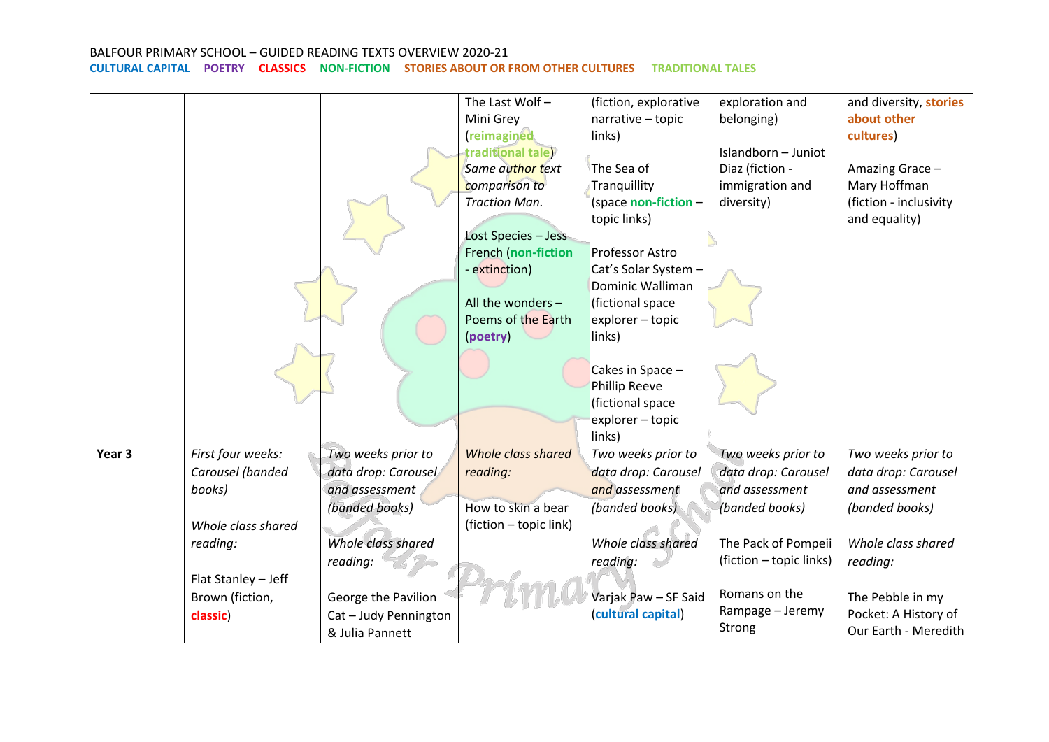BALFOUR PRIMARY SCHOOL – GUIDED READING TEXTS OVERVIEW 2020-21

**CULTURAL CAPITAL** **POETRY** **CLASSICS** **NON-FICTION** **STORIES ABOUT OR FROM OTHER CULTURES** **TRADITIONAL TALES**

| | | | | | | |
|---|---|---|---|---|---|---|
| | | | The Last Wolf – Mini Grey (**reimagined traditional tale**) *Same author text comparison to Traction Man.*<br><br>Lost Species – Jess French (**non-fiction** - extinction)<br><br>All the wonders – Poems of the Earth (**poetry**) | (fiction, explorative narrative – topic links)<br><br>The Sea of Tranquillity (space **non-fiction** – topic links)<br><br>Professor Astro Cat's Solar System – Dominic Walliman (fictional space explorer – topic links)<br><br>Cakes in Space – Phillip Reeve (fictional space explorer – topic links) | exploration and belonging)<br><br>Islandborn – Juniot Diaz (fiction - immigration and diversity) | and diversity, **stories about other cultures**)<br><br>Amazing Grace – Mary Hoffman (fiction - inclusivity and equality) |
| **Year 3** | *First four weeks: Carousel (banded books)*<br><br>*Whole class shared reading:*<br><br>Flat Stanley – Jeff Brown (fiction, **classic**) | *Two weeks prior to data drop: Carousel and assessment (banded books)*<br><br>*Whole class shared reading:*<br><br>George the Pavilion Cat – Judy Pennington & Julia Pannett | *Whole class shared reading:*<br><br>How to skin a bear (fiction – topic link) | *Two weeks prior to data drop: Carousel and assessment (banded books)*<br><br>*Whole class shared reading:*<br><br>Varjak Paw – SF Said (**cultural capital**) | *Two weeks prior to data drop: Carousel and assessment (banded books)*<br><br>The Pack of Pompeii (fiction – topic links)<br><br>Romans on the Rampage – Jeremy Strong | *Two weeks prior to data drop: Carousel and assessment (banded books)*<br><br>*Whole class shared reading:*<br><br>The Pebble in my Pocket: A History of Our Earth - Meredith |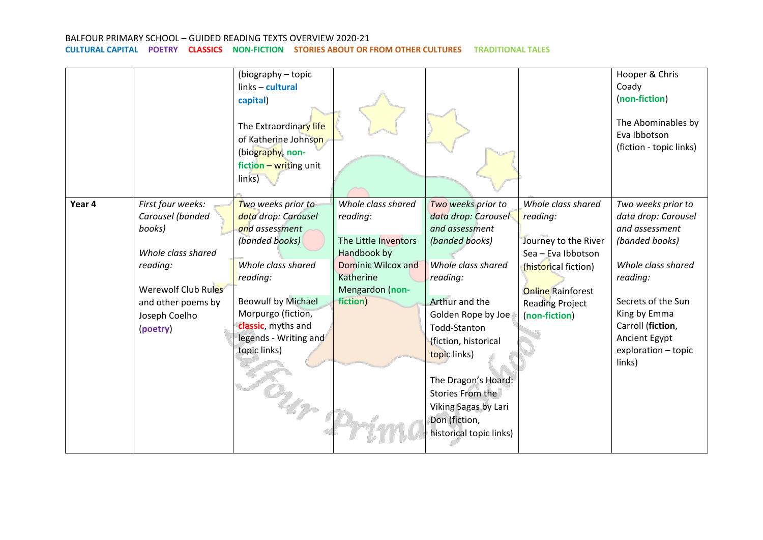BALFOUR PRIMARY SCHOOL – GUIDED READING TEXTS OVERVIEW 2020-21

**CULTURAL CAPITAL** **POETRY** **CLASSICS** **NON-FICTION** **STORIES ABOUT OR FROM OTHER CULTURES** **TRADITIONAL TALES**

| | | | | | | |
|---|---|---|---|---|---|---|
| | | (biography – topic links – **cultural capital**)<br><br>The Extraordinary life of Katherine Johnson (biography, **non-fiction** – writing unit links) | | | | Hooper & Chris Coady (**non-fiction**)<br><br>The Abominables by Eva Ibbotson (fiction - topic links) |
| **Year 4** | *First four weeks: Carousel (banded books)*<br><br>*Whole class shared reading:*<br><br>Werewolf Club Rules and other poems by Joseph Coelho (**poetry**) | *Two weeks prior to data drop: Carousel and assessment (banded books)*<br><br>*Whole class shared reading:*<br><br>Beowulf by Michael Morpurgo (fiction, **classic**, myths and legends - Writing and topic links) | *Whole class shared reading:*<br><br>The Little Inventors Handbook by Dominic Wilcox and Katherine Mengardon (**non-fiction**) | *Two weeks prior to data drop: Carousel and assessment (banded books)*<br><br>*Whole class shared reading:*<br><br>Arthur and the Golden Rope by Joe Todd-Stanton (fiction, historical topic links)<br><br>The Dragon's Hoard: Stories From the Viking Sagas by Lari Don (fiction, historical topic links) | *Whole class shared reading:*<br><br>Journey to the River Sea – Eva Ibbotson (historical fiction)<br><br>Online Rainforest Reading Project (**non-fiction**) | *Two weeks prior to data drop: Carousel and assessment (banded books)*<br><br>*Whole class shared reading:*<br><br>Secrets of the Sun King by Emma Carroll (**fiction**, Ancient Egypt exploration – topic links) |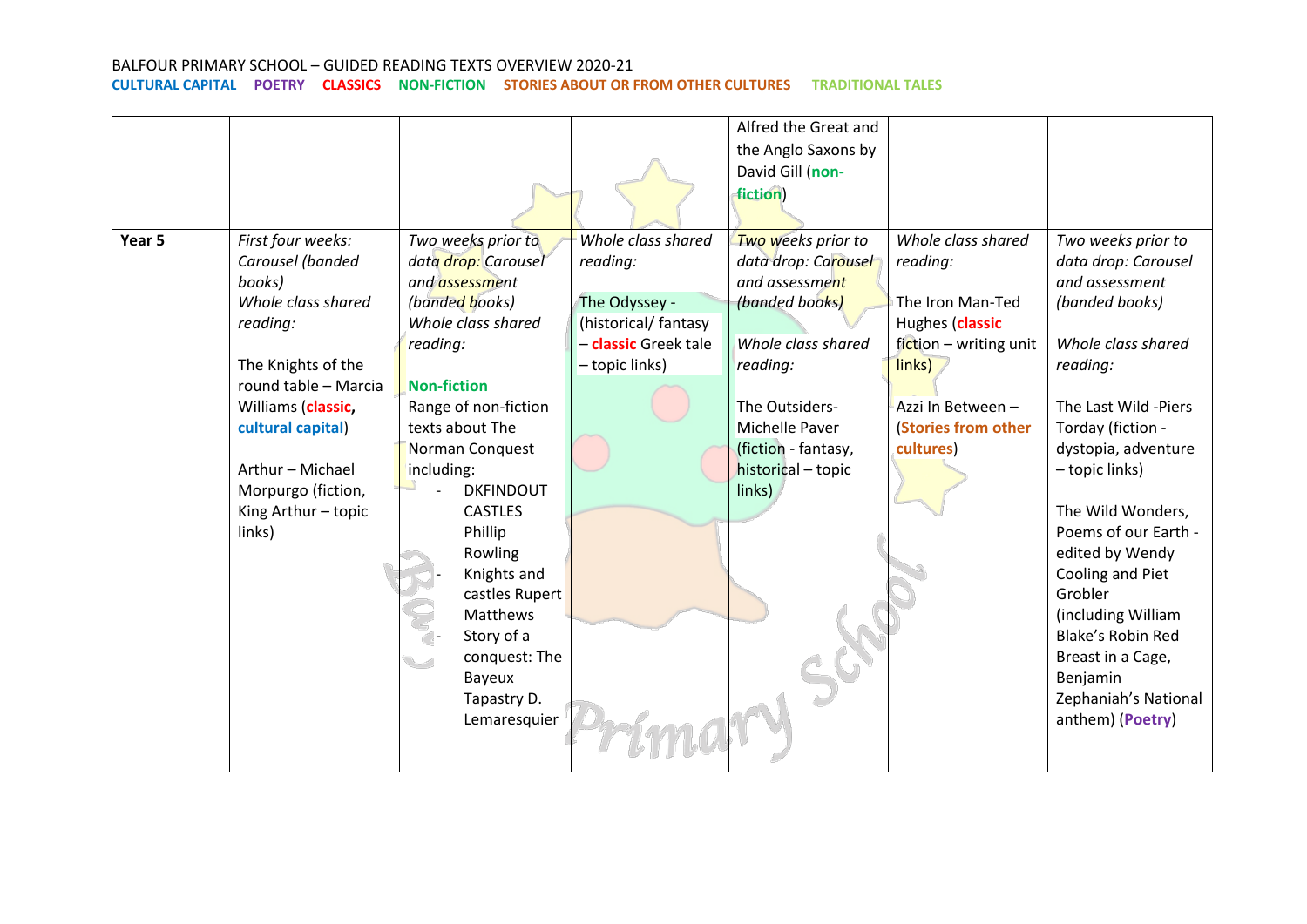BALFOUR PRIMARY SCHOOL – GUIDED READING TEXTS OVERVIEW 2020-21

CULTURAL CAPITAL   POETRY   CLASSICS   NON-FICTION   STORIES ABOUT OR FROM OTHER CULTURES   TRADITIONAL TALES

| | | | | | | |
|---|---|---|---|---|---|---|
| | | | | Alfred the Great and the Anglo Saxons by David Gill (non-fiction) | | |
| **Year 5** | *First four weeks: Carousel (banded books)*<br>*Whole class shared reading:*<br><br>The Knights of the round table – Marcia Williams (**classic**, **cultural capital**)<br><br>Arthur – Michael Morpurgo (fiction, King Arthur – topic links) | *Two weeks prior to data drop: Carousel and assessment (banded books)*<br>*Whole class shared reading:*<br><br>**Non-fiction**<br>Range of non-fiction texts about The Norman Conquest including:<br>- DKFINDOUT CASTLES Phillip Rowling<br>- Knights and castles Rupert Matthews<br>- Story of a conquest: The Bayeux Tapastry D. Lemaresquier | *Whole class shared reading:*<br><br>The Odyssey - (historical/ fantasy – **classic** Greek tale – topic links) | *Two weeks prior to data drop: Carousel and assessment (banded books)*<br><br>*Whole class shared reading:*<br><br>The Outsiders-Michelle Paver (fiction - fantasy, historical – topic links) | *Whole class shared reading:*<br><br>The Iron Man-Ted Hughes (**classic** fiction – writing unit links)<br><br>Azzi In Between – (**Stories from other cultures**) | *Two weeks prior to data drop: Carousel and assessment (banded books)*<br><br>*Whole class shared reading:*<br><br>The Last Wild -Piers Torday (fiction - dystopia, adventure – topic links)<br><br>The Wild Wonders, Poems of our Earth - edited by Wendy Cooling and Piet Grobler (including William Blake's Robin Red Breast in a Cage, Benjamin Zephaniah's National anthem) (**Poetry**) |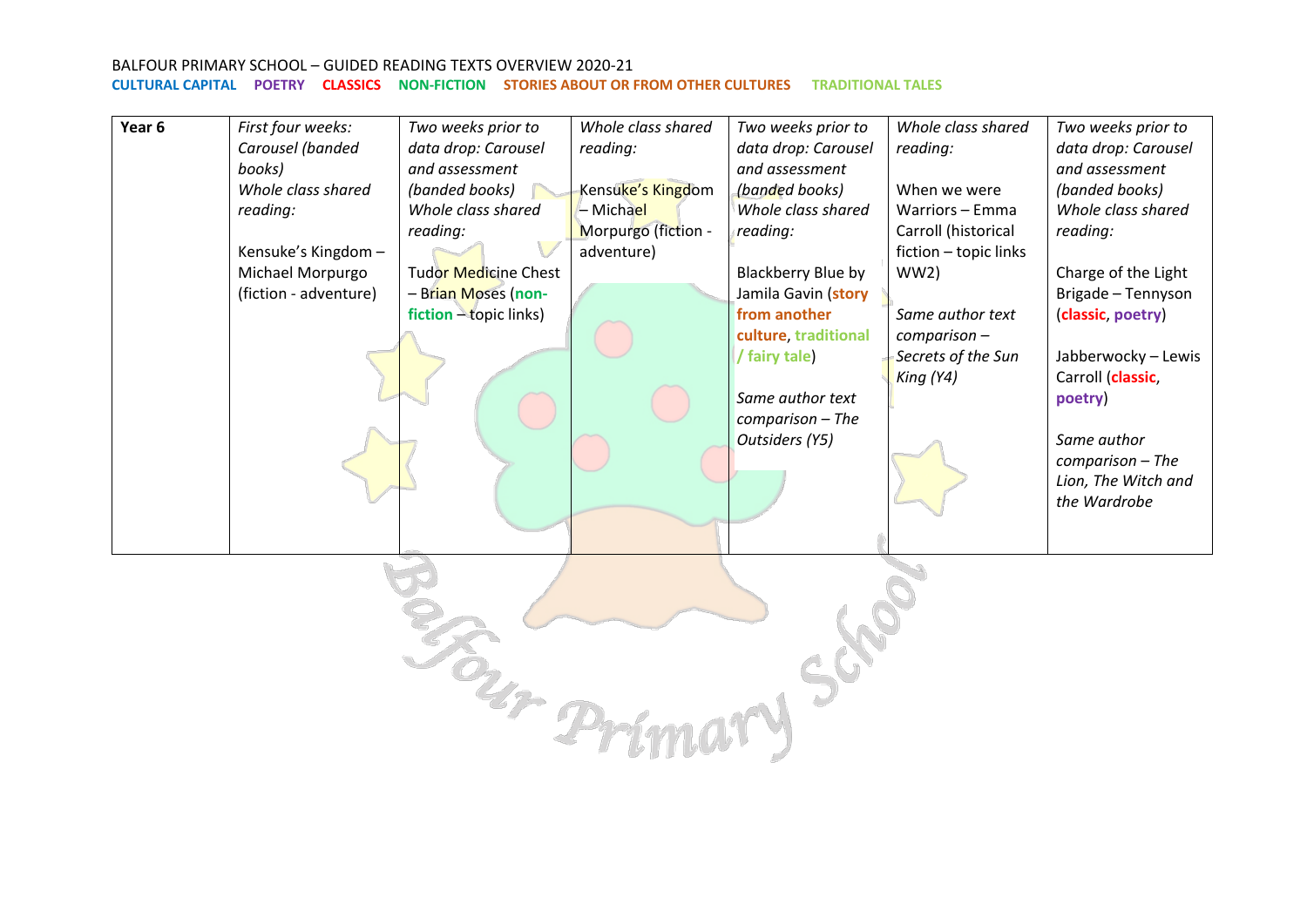BALFOUR PRIMARY SCHOOL – GUIDED READING TEXTS OVERVIEW 2020-21

**CULTURAL CAPITAL** **POETRY** **CLASSICS** **NON-FICTION** **STORIES ABOUT OR FROM OTHER CULTURES** **TRADITIONAL TALES**

| | | | | | | |
|---|---|---|---|---|---|---|
| **Year 6** | *First four weeks: Carousel (banded books)*<br>*Whole class shared reading:*<br><br>Kensuke's Kingdom – Michael Morpurgo (fiction - adventure) | *Two weeks prior to data drop: Carousel and assessment (banded books)*<br>*Whole class shared reading:*<br><br>Tudor Medicine Chest – Brian Moses (**non-fiction** – topic links) | *Whole class shared reading:*<br><br>Kensuke's Kingdom – Michael Morpurgo (fiction - adventure) | *Two weeks prior to data drop: Carousel and assessment (banded books)*<br>*Whole class shared reading:*<br><br>Blackberry Blue by Jamila Gavin (**story from another culture**, **traditional / fairy tale**)<br><br>*Same author text comparison – The Outsiders (Y5)* | *Whole class shared reading:*<br><br>When we were Warriors – Emma Carroll (historical fiction – topic links WW2)<br><br>*Same author text comparison – Secrets of the Sun King (Y4)* | *Two weeks prior to data drop: Carousel and assessment (banded books)*<br>*Whole class shared reading:*<br><br>Charge of the Light Brigade – Tennyson (**classic**, **poetry**)<br><br>Jabberwocky – Lewis Carroll (**classic**, **poetry**)<br><br>*Same author comparison – The Lion, The Witch and the Wardrobe* |